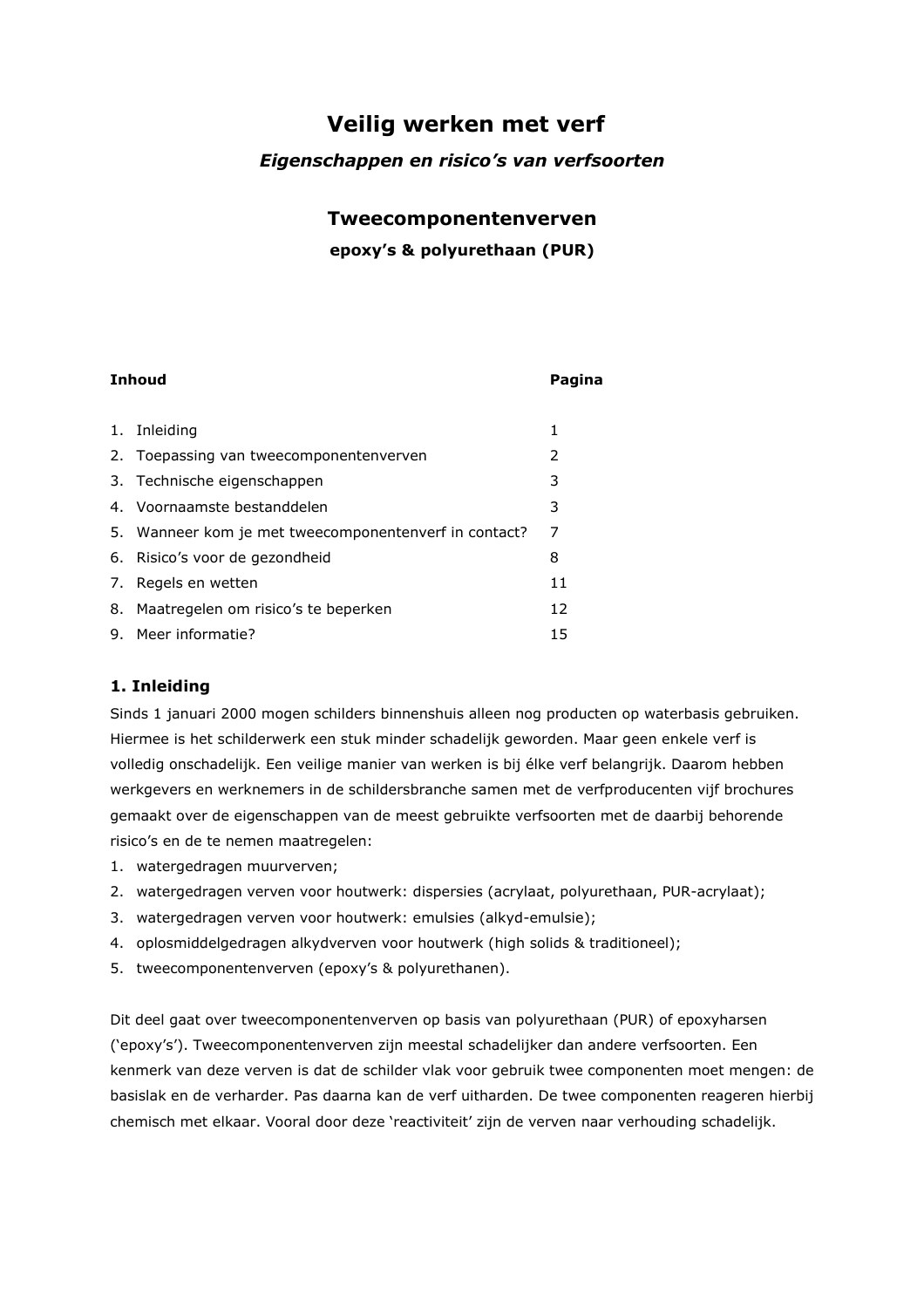# Veilig werken met verf

### *Eigenschappen en risico's van verfsoorten*

## Tweecomponentenverven

### epoxy's & polyurethaan (PUR)

| **Inhoud** | **Pagina** |
| --- | --- |
| 1. Inleiding | 1 |
| 2. Toepassing van tweecomponentenverven | 2 |
| 3. Technische eigenschappen | 3 |
| 4. Voornaamste bestanddelen | 3 |
| 5. Wanneer kom je met tweecomponentenverf in contact? | 7 |
| 6. Risico's voor de gezondheid | 8 |
| 7. Regels en wetten | 11 |
| 8. Maatregelen om risico's te beperken | 12 |
| 9. Meer informatie? | 15 |

### 1. Inleiding

Sinds 1 januari 2000 mogen schilders binnenshuis alleen nog producten op waterbasis gebruiken. Hiermee is het schilderwerk een stuk minder schadelijk geworden. Maar geen enkele verf is volledig onschadelijk. Een veilige manier van werken is bij élke verf belangrijk. Daarom hebben werkgevers en werknemers in de schildersbranche samen met de verfproducenten vijf brochures gemaakt over de eigenschappen van de meest gebruikte verfsoorten met de daarbij behorende risico's en de te nemen maatregelen:

1. watergedragen muurverven;
2. watergedragen verven voor houtwerk: dispersies (acrylaat, polyurethaan, PUR-acrylaat);
3. watergedragen verven voor houtwerk: emulsies (alkyd-emulsie);
4. oplosmiddelgedragen alkydverven voor houtwerk (high solids & traditioneel);
5. tweecomponentenverven (epoxy's & polyurethanen).

Dit deel gaat over tweecomponentenverven op basis van polyurethaan (PUR) of epoxyharsen ('epoxy's'). Tweecomponentenverven zijn meestal schadelijker dan andere verfsoorten. Een kenmerk van deze verven is dat de schilder vlak voor gebruik twee componenten moet mengen: de basislak en de verharder. Pas daarna kan de verf uitharden. De twee componenten reageren hierbij chemisch met elkaar. Vooral door deze 'reactiviteit' zijn de verven naar verhouding schadelijk.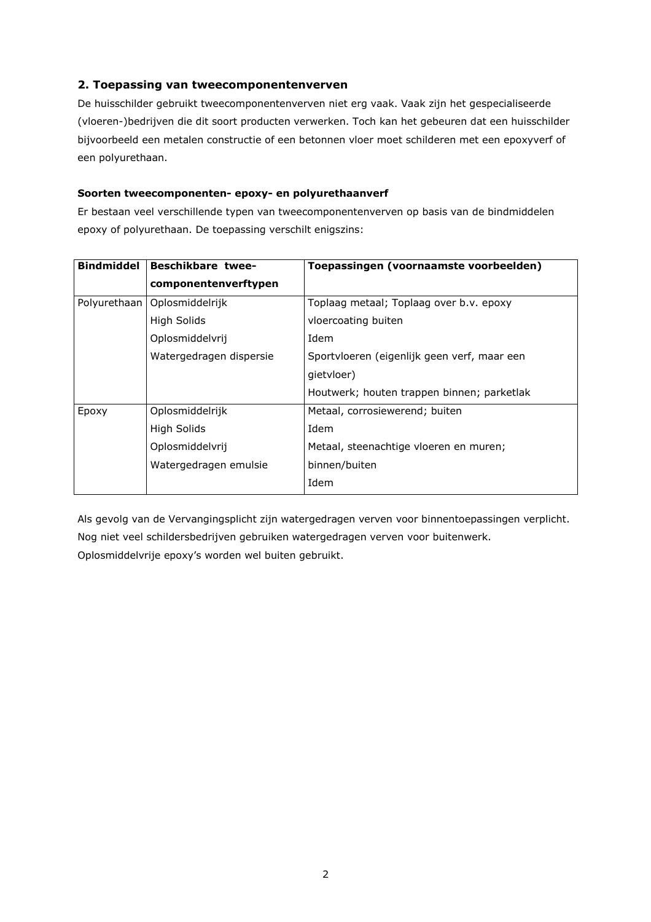## 2. Toepassing van tweecomponentenverven

De huisschilder gebruikt tweecomponentenverven niet erg vaak. Vaak zijn het gespecialiseerde (vloeren-)bedrijven die dit soort producten verwerken. Toch kan het gebeuren dat een huisschilder bijvoorbeeld een metalen constructie of een betonnen vloer moet schilderen met een epoxyverf of een polyurethaan.

**Soorten tweecomponenten- epoxy- en polyurethaanverf**

Er bestaan veel verschillende typen van tweecomponentenverven op basis van de bindmiddelen epoxy of polyurethaan. De toepassing verschilt enigszins:

| Bindmiddel | Beschikbare twee-componentenverftypen | Toepassingen (voornaamste voorbeelden) |
|---|---|---|
| Polyurethaan | Oplosmiddelrijk | Toplaag metaal; Toplaag over b.v. epoxy |
| | High Solids | vloercoating buiten |
| | Oplosmiddelvrij | Idem |
| | Watergedragen dispersie | Sportvloeren (eigenlijk geen verf, maar een gietvloer) |
| | | Houtwerk; houten trappen binnen; parketlak |
| Epoxy | Oplosmiddelrijk | Metaal, corrosiewerend; buiten |
| | High Solids | Idem |
| | Oplosmiddelvrij | Metaal, steenachtige vloeren en muren; |
| | Watergedragen emulsie | binnen/buiten |
| | | Idem |

Als gevolg van de Vervangingsplicht zijn watergedragen verven voor binnentoepassingen verplicht. Nog niet veel schildersbedrijven gebruiken watergedragen verven voor buitenwerk. Oplosmiddelvrije epoxy's worden wel buiten gebruikt.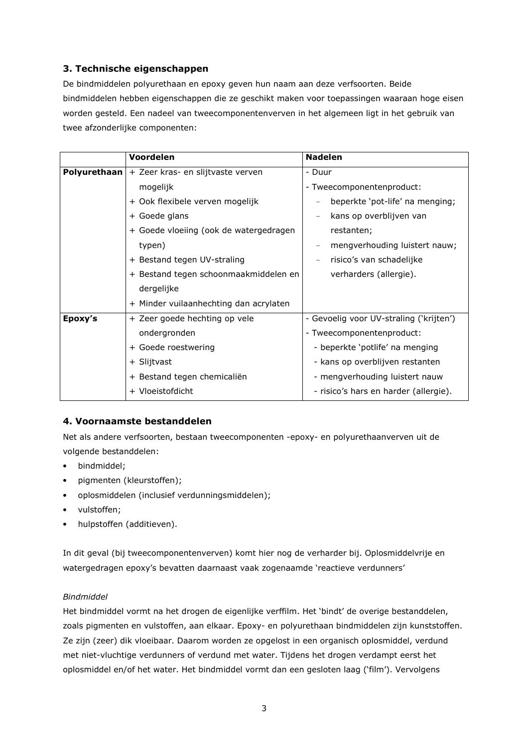### 3. Technische eigenschappen

De bindmiddelen polyurethaan en epoxy geven hun naam aan deze verfsoorten. Beide bindmiddelen hebben eigenschappen die ze geschikt maken voor toepassingen waaraan hoge eisen worden gesteld. Een nadeel van tweecomponentenverven in het algemeen ligt in het gebruik van twee afzonderlijke componenten:

| | Voordelen | Nadelen |
|---|---|---|
| **Polyurethaan** | + Zeer kras- en slijtvaste verven mogelijk<br>+ Ook flexibele verven mogelijk<br>+ Goede glans<br>+ Goede vloeiing (ook de watergedragen typen)<br>+ Bestand tegen UV-straling<br>+ Bestand tegen schoonmaakmiddelen en dergelijke<br>+ Minder vuilaanhechting dan acrylaten | - Duur<br>- Tweecomponentenproduct:<br>– beperkte 'pot-life' na menging;<br>– kans op overblijven van restanten;<br>– mengverhouding luistert nauw;<br>– risico's van schadelijke verharders (allergie). |
| **Epoxy's** | + Zeer goede hechting op vele ondergronden<br>+ Goede roestwering<br>+ Slijtvast<br>+ Bestand tegen chemicaliën<br>+ Vloeistofdicht | - Gevoelig voor UV-straling ('krijten')<br>- Tweecomponentenproduct:<br>- beperkte 'potlife' na menging<br>- kans op overblijven restanten<br>- mengverhouding luistert nauw<br>- risico's hars en harder (allergie). |

### 4. Voornaamste bestanddelen

Net als andere verfsoorten, bestaan tweecomponenten -epoxy- en polyurethaanverven uit de volgende bestanddelen:

- bindmiddel;
- pigmenten (kleurstoffen);
- oplosmiddelen (inclusief verdunningsmiddelen);
- vulstoffen;
- hulpstoffen (additieven).

In dit geval (bij tweecomponentenverven) komt hier nog de verharder bij. Oplosmiddelvrije en watergedragen epoxy's bevatten daarnaast vaak zogenaamde 'reactieve verdunners'

*Bindmiddel*

Het bindmiddel vormt na het drogen de eigenlijke verffilm. Het 'bindt' de overige bestanddelen, zoals pigmenten en vulstoffen, aan elkaar. Epoxy- en polyurethaan bindmiddelen zijn kunststoffen. Ze zijn (zeer) dik vloeibaar. Daarom worden ze opgelost in een organisch oplosmiddel, verdund met niet-vluchtige verdunners of verdund met water. Tijdens het drogen verdampt eerst het oplosmiddel en/of het water. Het bindmiddel vormt dan een gesloten laag ('film'). Vervolgens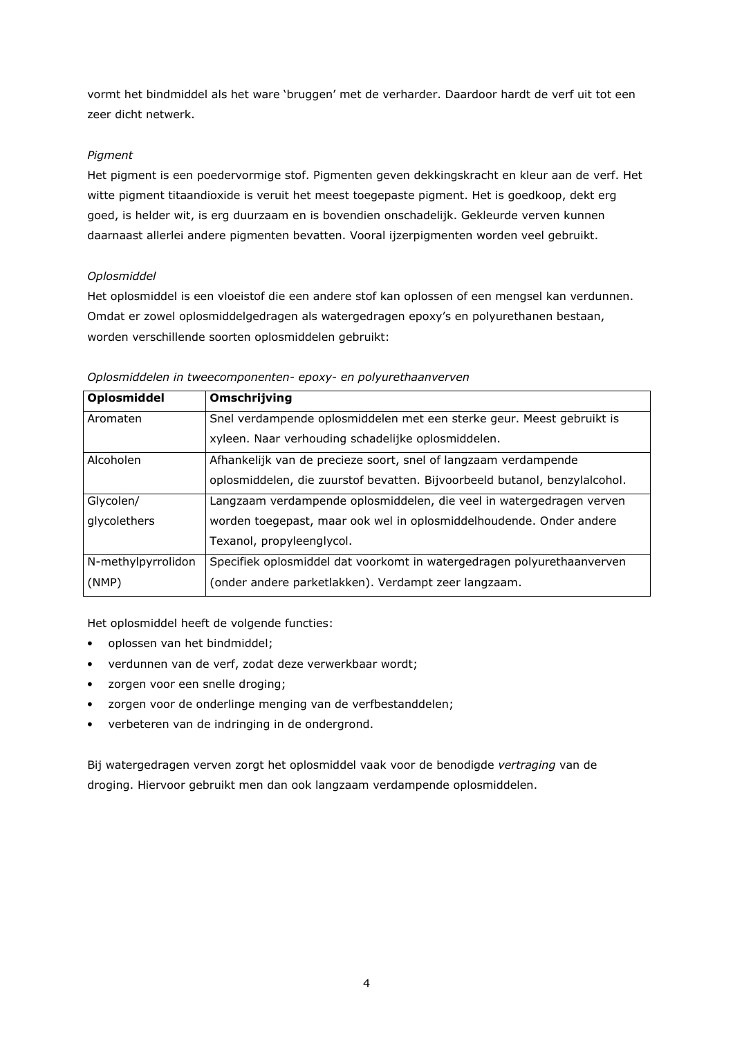vormt het bindmiddel als het ware 'bruggen' met de verharder. Daardoor hardt de verf uit tot een zeer dicht netwerk.

*Pigment*

Het pigment is een poedervormige stof. Pigmenten geven dekkingskracht en kleur aan de verf. Het witte pigment titaandioxide is veruit het meest toegepaste pigment. Het is goedkoop, dekt erg goed, is helder wit, is erg duurzaam en is bovendien onschadelijk. Gekleurde verven kunnen daarnaast allerlei andere pigmenten bevatten. Vooral ijzerpigmenten worden veel gebruikt.

*Oplosmiddel*

Het oplosmiddel is een vloeistof die een andere stof kan oplossen of een mengsel kan verdunnen. Omdat er zowel oplosmiddelgedragen als watergedragen epoxy's en polyurethanen bestaan, worden verschillende soorten oplosmiddelen gebruikt:

*Oplosmiddelen in tweecomponenten- epoxy- en polyurethaanverven*

| **Oplosmiddel** | **Omschrijving** |
|---|---|
| Aromaten | Snel verdampende oplosmiddelen met een sterke geur. Meest gebruikt is xyleen. Naar verhouding schadelijke oplosmiddelen. |
| Alcoholen | Afhankelijk van de precieze soort, snel of langzaam verdampende oplosmiddelen, die zuurstof bevatten. Bijvoorbeeld butanol, benzylalcohol. |
| Glycolen/ glycolethers | Langzaam verdampende oplosmiddelen, die veel in watergedragen verven worden toegepast, maar ook wel in oplosmiddelhoudende. Onder andere Texanol, propyleenglycol. |
| N-methylpyrrolidon (NMP) | Specifiek oplosmiddel dat voorkomt in watergedragen polyurethaanverven (onder andere parketlakken). Verdampt zeer langzaam. |

Het oplosmiddel heeft de volgende functies:

- oplossen van het bindmiddel;
- verdunnen van de verf, zodat deze verwerkbaar wordt;
- zorgen voor een snelle droging;
- zorgen voor de onderlinge menging van de verfbestanddelen;
- verbeteren van de indringing in de ondergrond.

Bij watergedragen verven zorgt het oplosmiddel vaak voor de benodigde *vertraging* van de droging. Hiervoor gebruikt men dan ook langzaam verdampende oplosmiddelen.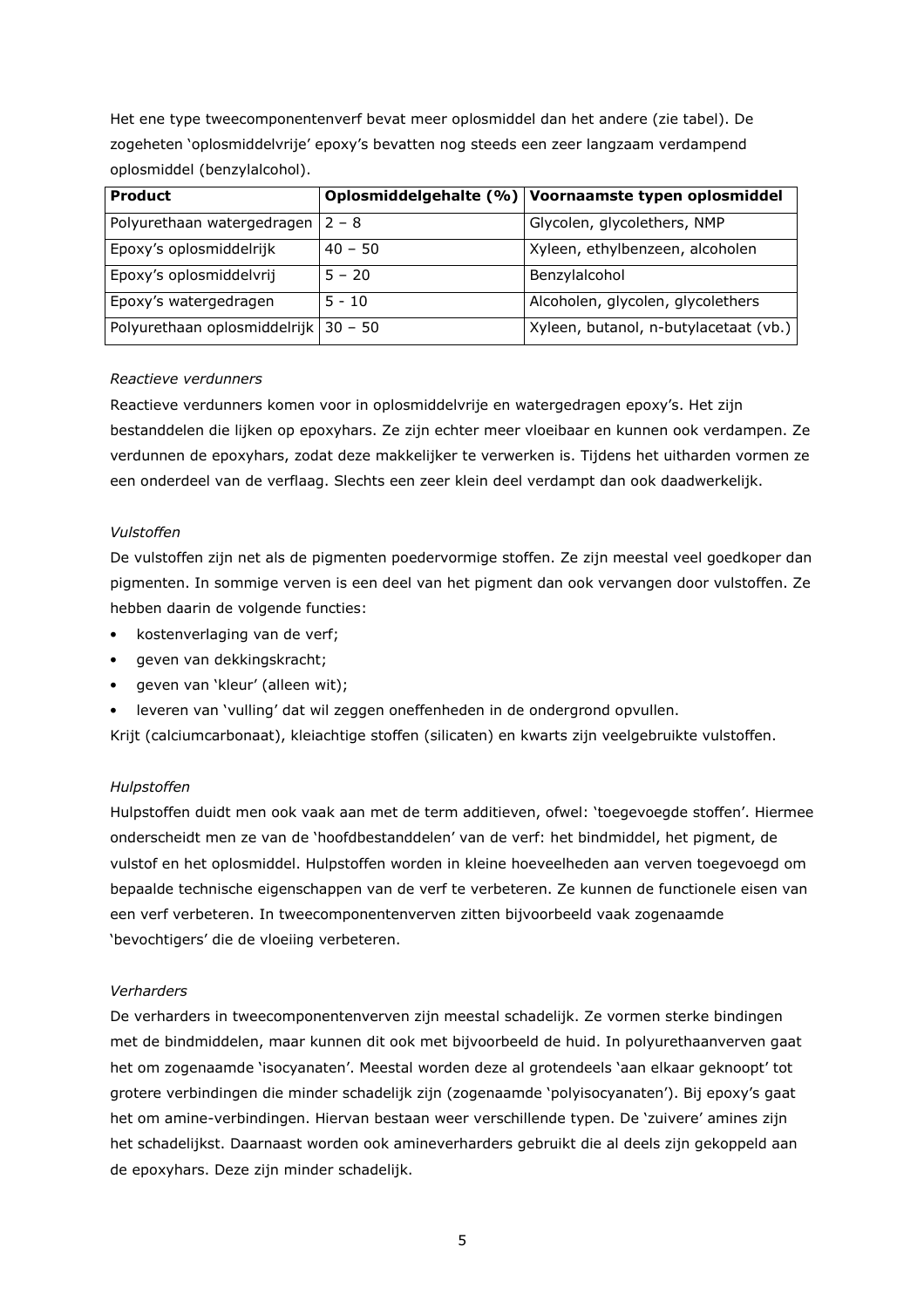Het ene type tweecomponentenverf bevat meer oplosmiddel dan het andere (zie tabel). De zogeheten 'oplosmiddelvrije' epoxy's bevatten nog steeds een zeer langzaam verdampend oplosmiddel (benzylalcohol).

| Product | Oplosmiddelgehalte (%) | Voornaamste typen oplosmiddel |
|---|---|---|
| Polyurethaan watergedragen | 2 – 8 | Glycolen, glycolethers, NMP |
| Epoxy's oplosmiddelrijk | 40 – 50 | Xyleen, ethylbenzeen, alcoholen |
| Epoxy's oplosmiddelvrij | 5 – 20 | Benzylalcohol |
| Epoxy's watergedragen | 5 - 10 | Alcoholen, glycolen, glycolethers |
| Polyurethaan oplosmiddelrijk | 30 – 50 | Xyleen, butanol, n-butylacetaat (vb.) |

*Reactieve verdunners*

Reactieve verdunners komen voor in oplosmiddelvrije en watergedragen epoxy's. Het zijn bestanddelen die lijken op epoxyhars. Ze zijn echter meer vloeibaar en kunnen ook verdampen. Ze verdunnen de epoxyhars, zodat deze makkelijker te verwerken is. Tijdens het uitharden vormen ze een onderdeel van de verflaag. Slechts een zeer klein deel verdampt dan ook daadwerkelijk.

*Vulstoffen*

De vulstoffen zijn net als de pigmenten poedervormige stoffen. Ze zijn meestal veel goedkoper dan pigmenten. In sommige verven is een deel van het pigment dan ook vervangen door vulstoffen. Ze hebben daarin de volgende functies:

- kostenverlaging van de verf;
- geven van dekkingskracht;
- geven van 'kleur' (alleen wit);
- leveren van 'vulling' dat wil zeggen oneffenheden in de ondergrond opvullen.

Krijt (calciumcarbonaat), kleiachtige stoffen (silicaten) en kwarts zijn veelgebruikte vulstoffen.

*Hulpstoffen*

Hulpstoffen duidt men ook vaak aan met de term additieven, ofwel: 'toegevoegde stoffen'. Hiermee onderscheidt men ze van de 'hoofdbestanddelen' van de verf: het bindmiddel, het pigment, de vulstof en het oplosmiddel. Hulpstoffen worden in kleine hoeveelheden aan verven toegevoegd om bepaalde technische eigenschappen van de verf te verbeteren. Ze kunnen de functionele eisen van een verf verbeteren. In tweecomponentenverven zitten bijvoorbeeld vaak zogenaamde 'bevochtigers' die de vloeiing verbeteren.

*Verharders*

De verharders in tweecomponentenverven zijn meestal schadelijk. Ze vormen sterke bindingen met de bindmiddelen, maar kunnen dit ook met bijvoorbeeld de huid. In polyurethaanverven gaat het om zogenaamde 'isocyanaten'. Meestal worden deze al grotendeels 'aan elkaar geknoopt' tot grotere verbindingen die minder schadelijk zijn (zogenaamde 'polyisocyanaten'). Bij epoxy's gaat het om amine-verbindingen. Hiervan bestaan weer verschillende typen. De 'zuivere' amines zijn het schadelijkst. Daarnaast worden ook amineverharders gebruikt die al deels zijn gekoppeld aan de epoxyhars. Deze zijn minder schadelijk.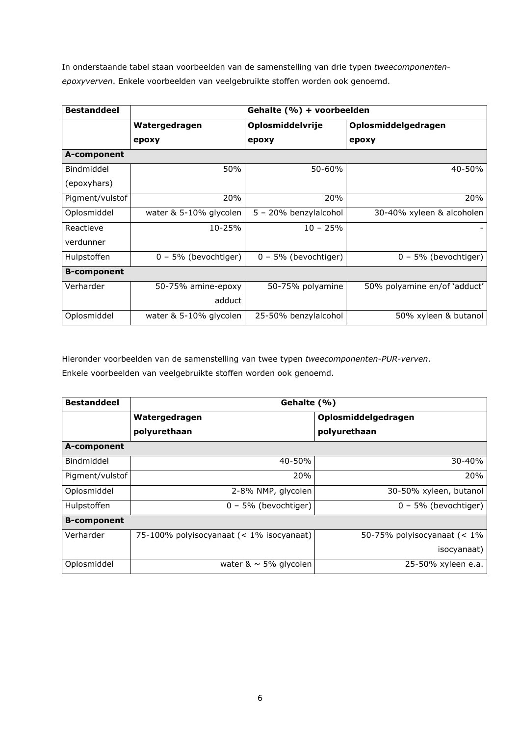In onderstaande tabel staan voorbeelden van de samenstelling van drie typen *tweecomponenten-epoxyverven*. Enkele voorbeelden van veelgebruikte stoffen worden ook genoemd.

| **Bestanddeel** | **Gehalte (%) + voorbeelden** | | |
|---|---|---|---|
| | **Watergedragen epoxy** | **Oplosmiddelvrije epoxy** | **Oplosmiddelgedragen epoxy** |
| **A-component** | | | |
| Bindmiddel (epoxyhars) | 50% | 50-60% | 40-50% |
| Pigment/vulstof | 20% | 20% | 20% |
| Oplosmiddel | water & 5-10% glycolen | 5 – 20% benzylalcohol | 30-40% xyleen & alcoholen |
| Reactieve verdunner | 10-25% | 10 – 25% | - |
| Hulpstoffen | 0 – 5% (bevochtiger) | 0 – 5% (bevochtiger) | 0 – 5% (bevochtiger) |
| **B-component** | | | |
| Verharder | 50-75% amine-epoxy adduct | 50-75% polyamine | 50% polyamine en/of 'adduct' |
| Oplosmiddel | water & 5-10% glycolen | 25-50% benzylalcohol | 50% xyleen & butanol |

Hieronder voorbeelden van de samenstelling van twee typen *tweecomponenten-PUR-verven*.
Enkele voorbeelden van veelgebruikte stoffen worden ook genoemd.

| **Bestanddeel** | **Gehalte (%)** | |
|---|---|---|
| | **Watergedragen polyurethaan** | **Oplosmiddelgedragen polyurethaan** |
| **A-component** | | |
| Bindmiddel | 40-50% | 30-40% |
| Pigment/vulstof | 20% | 20% |
| Oplosmiddel | 2-8% NMP, glycolen | 30-50% xyleen, butanol |
| Hulpstoffen | 0 – 5% (bevochtiger) | 0 – 5% (bevochtiger) |
| **B-component** | | |
| Verharder | 75-100% polyisocyanaat (< 1% isocyanaat) | 50-75% polyisocyanaat (< 1% isocyanaat) |
| Oplosmiddel | water & ~ 5% glycolen | 25-50% xyleen e.a. |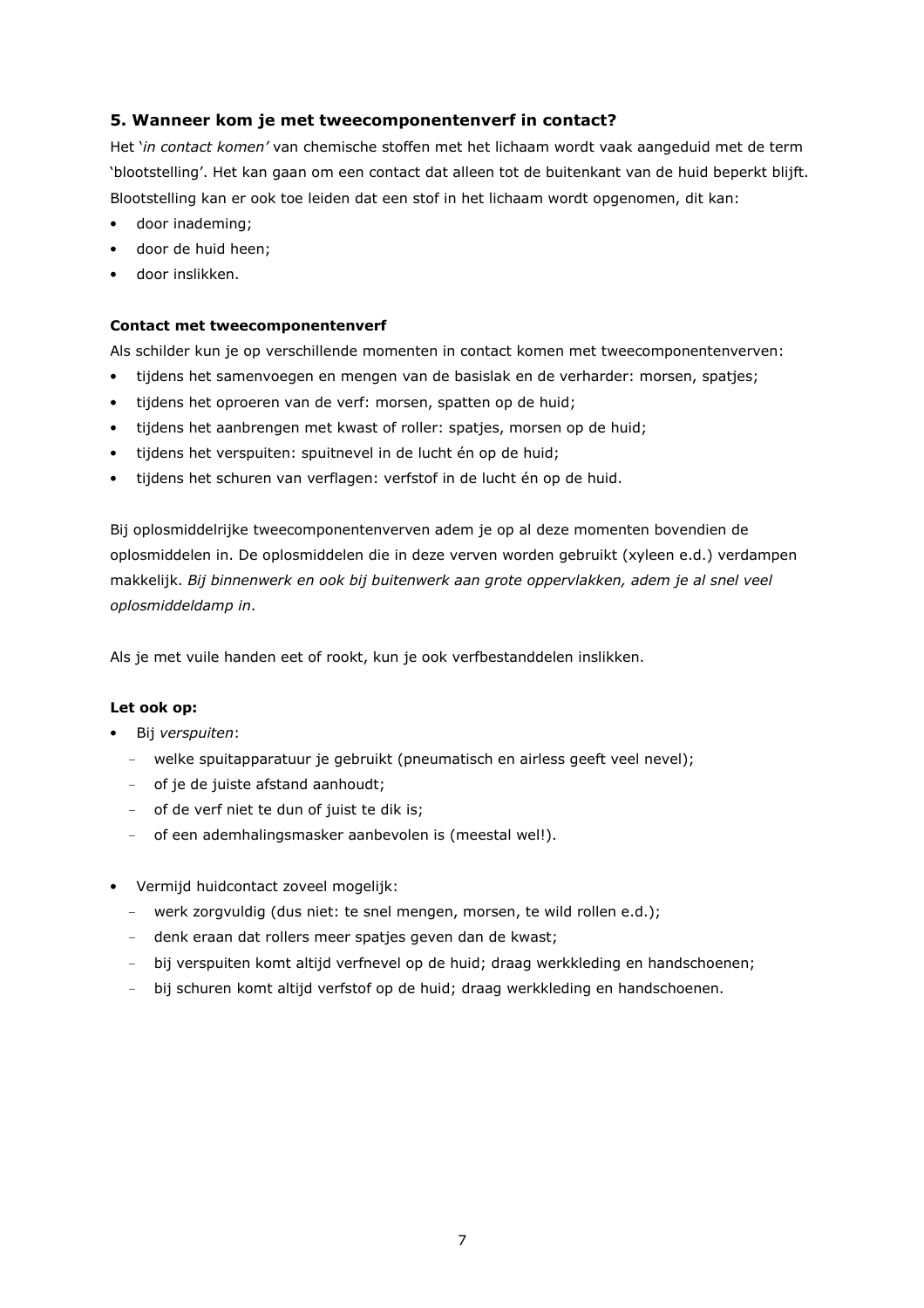## 5. Wanneer kom je met tweecomponentenverf in contact?

Het '*in contact komen'* van chemische stoffen met het lichaam wordt vaak aangeduid met de term 'blootstelling'. Het kan gaan om een contact dat alleen tot de buitenkant van de huid beperkt blijft. Blootstelling kan er ook toe leiden dat een stof in het lichaam wordt opgenomen, dit kan:

- door inademing;
- door de huid heen;
- door inslikken.

### Contact met tweecomponentenverf

Als schilder kun je op verschillende momenten in contact komen met tweecomponentenverven:

- tijdens het samenvoegen en mengen van de basislak en de verharder: morsen, spatjes;
- tijdens het oproeren van de verf: morsen, spatten op de huid;
- tijdens het aanbrengen met kwast of roller: spatjes, morsen op de huid;
- tijdens het verspuiten: spuitnevel in de lucht én op de huid;
- tijdens het schuren van verflagen: verfstof in de lucht én op de huid.

Bij oplosmiddelrijke tweecomponentenverven adem je op al deze momenten bovendien de oplosmiddelen in. De oplosmiddelen die in deze verven worden gebruikt (xyleen e.d.) verdampen makkelijk. *Bij binnenwerk en ook bij buitenwerk aan grote oppervlakken, adem je al snel veel oplosmiddeldamp in*.

Als je met vuile handen eet of rookt, kun je ook verfbestanddelen inslikken.

### Let ook op:

- Bij *verspuiten*:
  - welke spuitapparatuur je gebruikt (pneumatisch en airless geeft veel nevel);
  - of je de juiste afstand aanhoudt;
  - of de verf niet te dun of juist te dik is;
  - of een ademhalingsmasker aanbevolen is (meestal wel!).

- Vermijd huidcontact zoveel mogelijk:
  - werk zorgvuldig (dus niet: te snel mengen, morsen, te wild rollen e.d.);
  - denk eraan dat rollers meer spatjes geven dan de kwast;
  - bij verspuiten komt altijd verfnevel op de huid; draag werkkleding en handschoenen;
  - bij schuren komt altijd verfstof op de huid; draag werkkleding en handschoenen.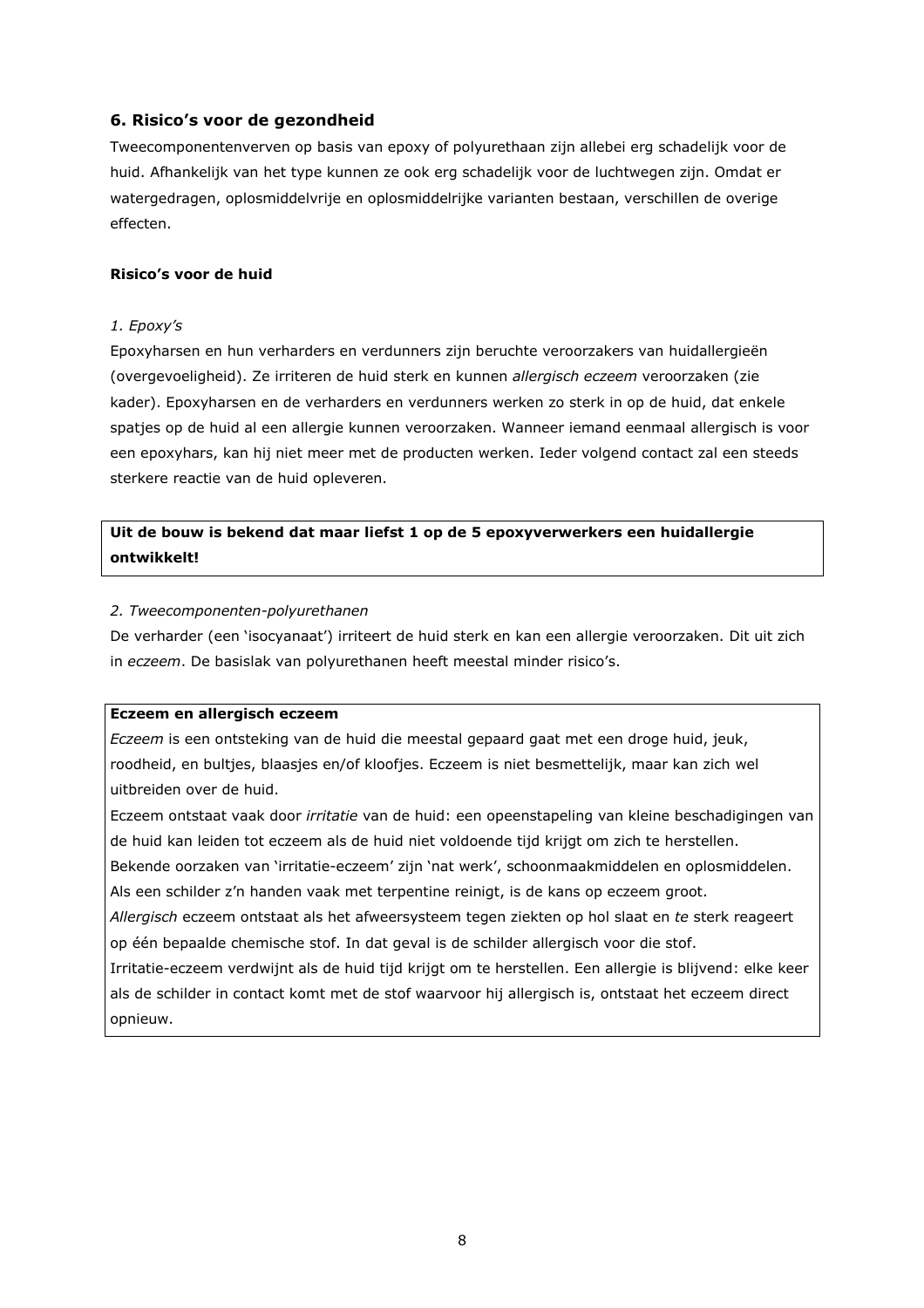## 6. Risico's voor de gezondheid

Tweecomponentenverven op basis van epoxy of polyurethaan zijn allebei erg schadelijk voor de huid. Afhankelijk van het type kunnen ze ook erg schadelijk voor de luchtwegen zijn. Omdat er watergedragen, oplosmiddelvrije en oplosmiddelrijke varianten bestaan, verschillen de overige effecten.

**Risico's voor de huid**

*1. Epoxy's*

Epoxyharsen en hun verharders en verdunners zijn beruchte veroorzakers van huidallergieën (overgevoeligheid). Ze irriteren de huid sterk en kunnen *allergisch eczeem* veroorzaken (zie kader). Epoxyharsen en de verharders en verdunners werken zo sterk in op de huid, dat enkele spatjes op de huid al een allergie kunnen veroorzaken. Wanneer iemand eenmaal allergisch is voor een epoxyhars, kan hij niet meer met de producten werken. Ieder volgend contact zal een steeds sterkere reactie van de huid opleveren.

**Uit de bouw is bekend dat maar liefst 1 op de 5 epoxyverwerkers een huidallergie ontwikkelt!**

*2. Tweecomponenten-polyurethanen*

De verharder (een 'isocyanaat') irriteert de huid sterk en kan een allergie veroorzaken. Dit uit zich in *eczeem*. De basislak van polyurethanen heeft meestal minder risico's.

**Eczeem en allergisch eczeem**

*Eczeem* is een ontsteking van de huid die meestal gepaard gaat met een droge huid, jeuk, roodheid, en bultjes, blaasjes en/of kloofjes. Eczeem is niet besmettelijk, maar kan zich wel uitbreiden over de huid.

Eczeem ontstaat vaak door *irritatie* van de huid: een opeenstapeling van kleine beschadigingen van de huid kan leiden tot eczeem als de huid niet voldoende tijd krijgt om zich te herstellen.

Bekende oorzaken van 'irritatie-eczeem' zijn 'nat werk', schoonmaakmiddelen en oplosmiddelen.

Als een schilder z'n handen vaak met terpentine reinigt, is de kans op eczeem groot.

*Allergisch* eczeem ontstaat als het afweersysteem tegen ziekten op hol slaat en *te* sterk reageert op één bepaalde chemische stof. In dat geval is de schilder allergisch voor die stof.

Irritatie-eczeem verdwijnt als de huid tijd krijgt om te herstellen. Een allergie is blijvend: elke keer als de schilder in contact komt met de stof waarvoor hij allergisch is, ontstaat het eczeem direct opnieuw.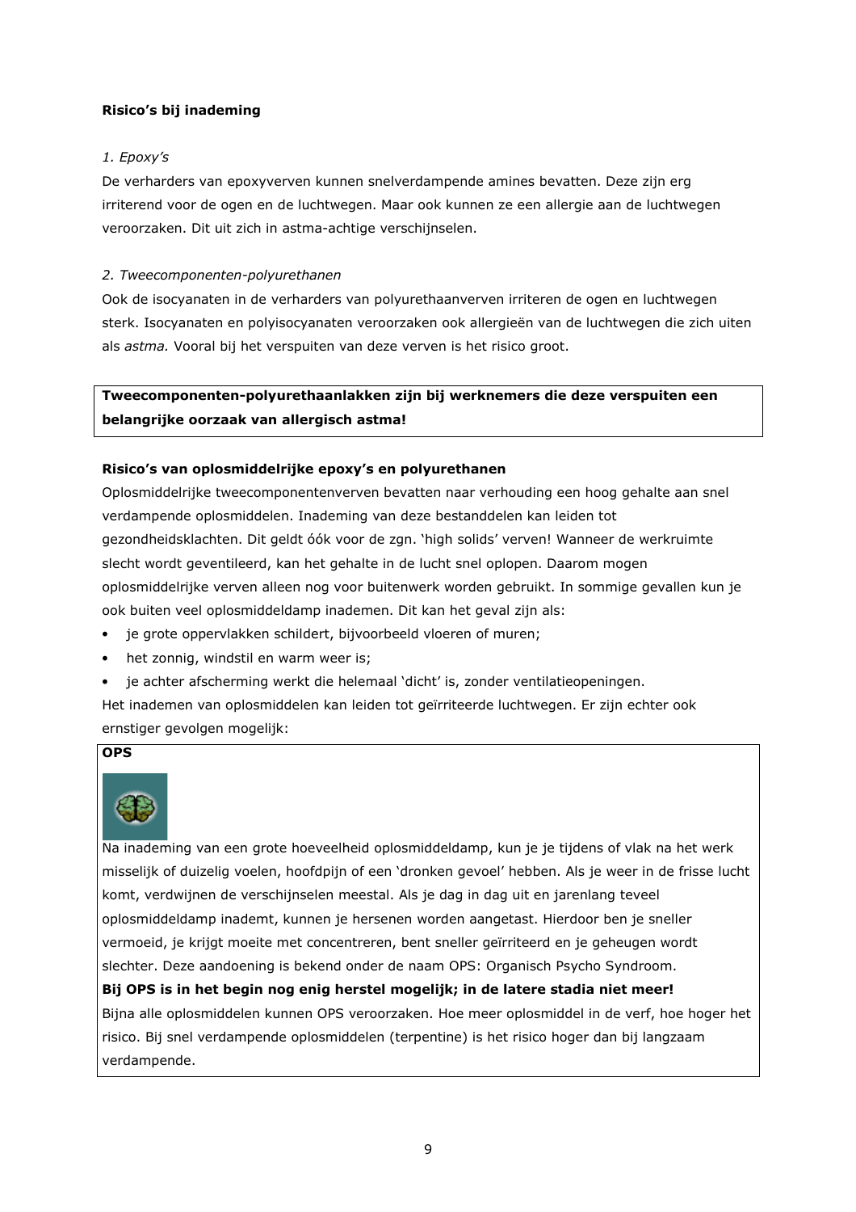**Risico's bij inademing**

*1. Epoxy's*

De verharders van epoxyverven kunnen snelverdampende amines bevatten. Deze zijn erg irriterend voor de ogen en de luchtwegen. Maar ook kunnen ze een allergie aan de luchtwegen veroorzaken. Dit uit zich in astma-achtige verschijnselen.

*2. Tweecomponenten-polyurethanen*

Ook de isocyanaten in de verharders van polyurethaanverven irriteren de ogen en luchtwegen sterk. Isocyanaten en polyisocyanaten veroorzaken ook allergieën van de luchtwegen die zich uiten als *astma.* Vooral bij het verspuiten van deze verven is het risico groot.

**Tweecomponenten-polyurethaanlakken zijn bij werknemers die deze verspuiten een belangrijke oorzaak van allergisch astma!**

**Risico's van oplosmiddelrijke epoxy's en polyurethanen**

Oplosmiddelrijke tweecomponentenverven bevatten naar verhouding een hoog gehalte aan snel verdampende oplosmiddelen. Inademing van deze bestanddelen kan leiden tot gezondheidsklachten. Dit geldt óók voor de zgn. 'high solids' verven! Wanneer de werkruimte slecht wordt geventileerd, kan het gehalte in de lucht snel oplopen. Daarom mogen oplosmiddelrijke verven alleen nog voor buitenwerk worden gebruikt. In sommige gevallen kun je ook buiten veel oplosmiddeldamp inademen. Dit kan het geval zijn als:

- je grote oppervlakken schildert, bijvoorbeeld vloeren of muren;
- het zonnig, windstil en warm weer is;
- je achter afscherming werkt die helemaal 'dicht' is, zonder ventilatieopeningen.

Het inademen van oplosmiddelen kan leiden tot geïrriteerde luchtwegen. Er zijn echter ook ernstiger gevolgen mogelijk:

**OPS**

Na inademing van een grote hoeveelheid oplosmiddeldamp, kun je je tijdens of vlak na het werk misselijk of duizelig voelen, hoofdpijn of een 'dronken gevoel' hebben. Als je weer in de frisse lucht komt, verdwijnen de verschijnselen meestal. Als je dag in dag uit en jarenlang teveel oplosmiddeldamp inademt, kunnen je hersenen worden aangetast. Hierdoor ben je sneller vermoeid, je krijgt moeite met concentreren, bent sneller geïrriteerd en je geheugen wordt slechter. Deze aandoening is bekend onder de naam OPS: Organisch Psycho Syndroom.

**Bij OPS is in het begin nog enig herstel mogelijk; in de latere stadia niet meer!**

Bijna alle oplosmiddelen kunnen OPS veroorzaken. Hoe meer oplosmiddel in de verf, hoe hoger het risico. Bij snel verdampende oplosmiddelen (terpentine) is het risico hoger dan bij langzaam verdampende.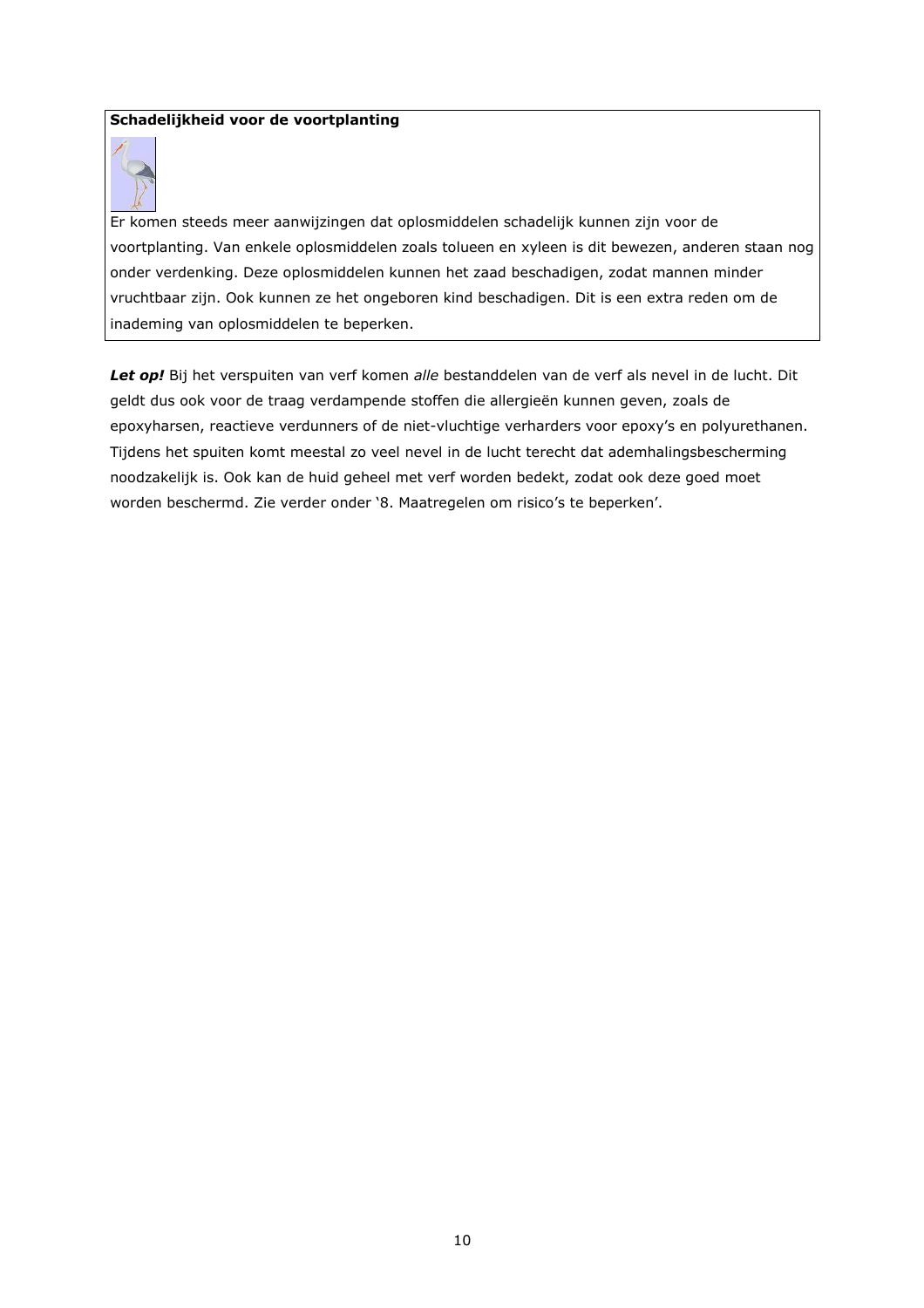**Schadelijkheid voor de voortplanting**

Er komen steeds meer aanwijzingen dat oplosmiddelen schadelijk kunnen zijn voor de voortplanting. Van enkele oplosmiddelen zoals tolueen en xyleen is dit bewezen, anderen staan nog onder verdenking. Deze oplosmiddelen kunnen het zaad beschadigen, zodat mannen minder vruchtbaar zijn. Ook kunnen ze het ongeboren kind beschadigen. Dit is een extra reden om de inademing van oplosmiddelen te beperken.

***Let op!*** Bij het verspuiten van verf komen *alle* bestanddelen van de verf als nevel in de lucht. Dit geldt dus ook voor de traag verdampende stoffen die allergieën kunnen geven, zoals de epoxyharsen, reactieve verdunners of de niet-vluchtige verharders voor epoxy's en polyurethanen. Tijdens het spuiten komt meestal zo veel nevel in de lucht terecht dat ademhalingsbescherming noodzakelijk is. Ook kan de huid geheel met verf worden bedekt, zodat ook deze goed moet worden beschermd. Zie verder onder '8. Maatregelen om risico's te beperken'.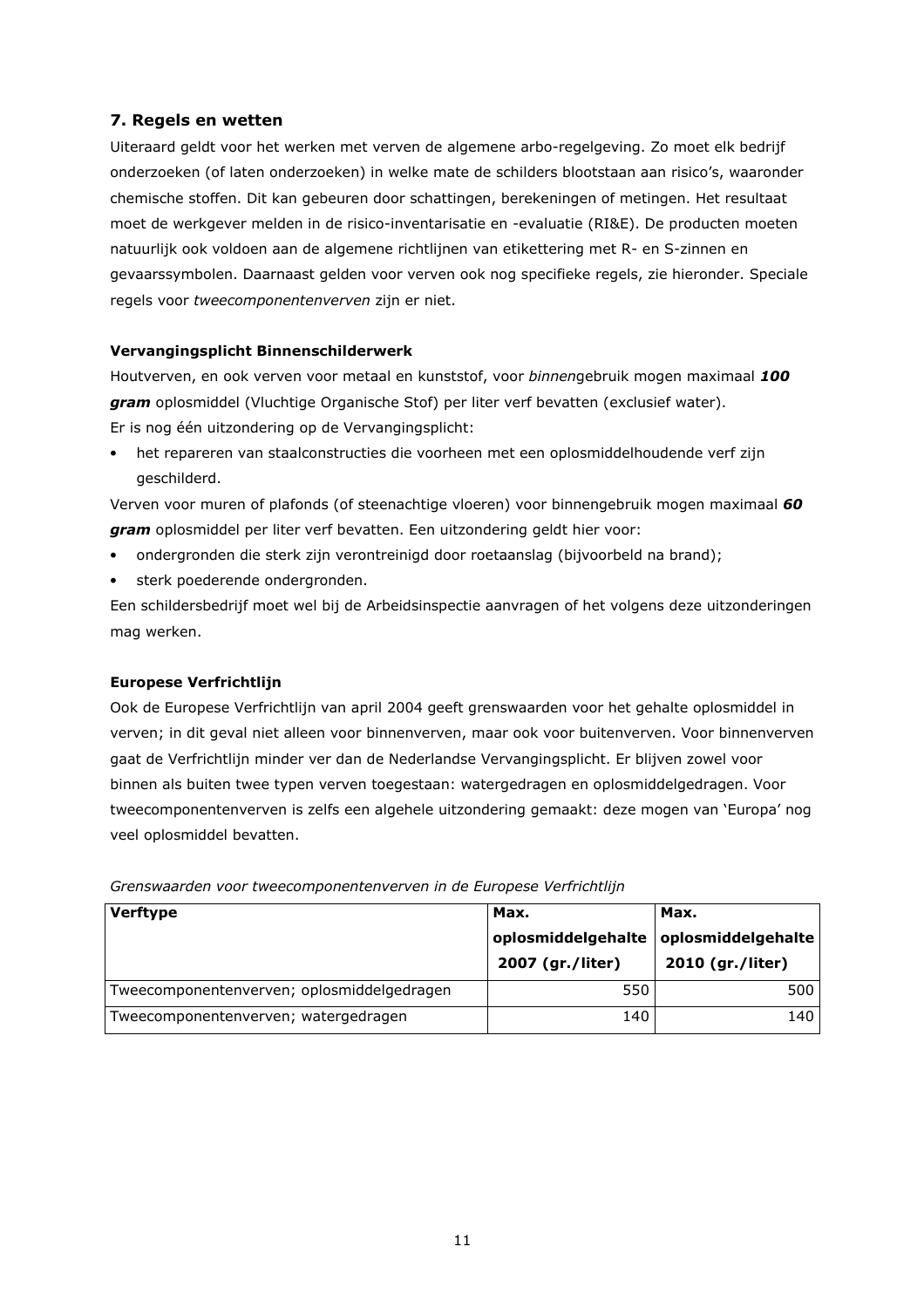## 7. Regels en wetten

Uiteraard geldt voor het werken met verven de algemene arbo-regelgeving. Zo moet elk bedrijf onderzoeken (of laten onderzoeken) in welke mate de schilders blootstaan aan risico's, waaronder chemische stoffen. Dit kan gebeuren door schattingen, berekeningen of metingen. Het resultaat moet de werkgever melden in de risico-inventarisatie en -evaluatie (RI&E). De producten moeten natuurlijk ook voldoen aan de algemene richtlijnen van etikettering met R- en S-zinnen en gevaarssymbolen. Daarnaast gelden voor verven ook nog specifieke regels, zie hieronder. Speciale regels voor *tweecomponentenverven* zijn er niet.

**Vervangingsplicht Binnenschilderwerk**

Houtverven, en ook verven voor metaal en kunststof, voor *binnen*gebruik mogen maximaal ***100 gram*** oplosmiddel (Vluchtige Organische Stof) per liter verf bevatten (exclusief water).
Er is nog één uitzondering op de Vervangingsplicht:

- het repareren van staalconstructies die voorheen met een oplosmiddelhoudende verf zijn geschilderd.

Verven voor muren of plafonds (of steenachtige vloeren) voor binnengebruik mogen maximaal ***60 gram*** oplosmiddel per liter verf bevatten. Een uitzondering geldt hier voor:

- ondergronden die sterk zijn verontreinigd door roetaanslag (bijvoorbeeld na brand);
- sterk poederende ondergronden.

Een schildersbedrijf moet wel bij de Arbeidsinspectie aanvragen of het volgens deze uitzonderingen mag werken.

**Europese Verfrichtlijn**

Ook de Europese Verfrichtlijn van april 2004 geeft grenswaarden voor het gehalte oplosmiddel in verven; in dit geval niet alleen voor binnenverven, maar ook voor buitenverven. Voor binnenverven gaat de Verfrichtlijn minder ver dan de Nederlandse Vervangingsplicht. Er blijven zowel voor binnen als buiten twee typen verven toegestaan: watergedragen en oplosmiddelgedragen. Voor tweecomponentenverven is zelfs een algehele uitzondering gemaakt: deze mogen van 'Europa' nog veel oplosmiddel bevatten.

*Grenswaarden voor tweecomponentenverven in de Europese Verfrichtlijn*

| Verftype | Max. oplosmiddelgehalte 2007 (gr./liter) | Max. oplosmiddelgehalte 2010 (gr./liter) |
|---|---|---|
| Tweecomponentenverven; oplosmiddelgedragen | 550 | 500 |
| Tweecomponentenverven; watergedragen | 140 | 140 |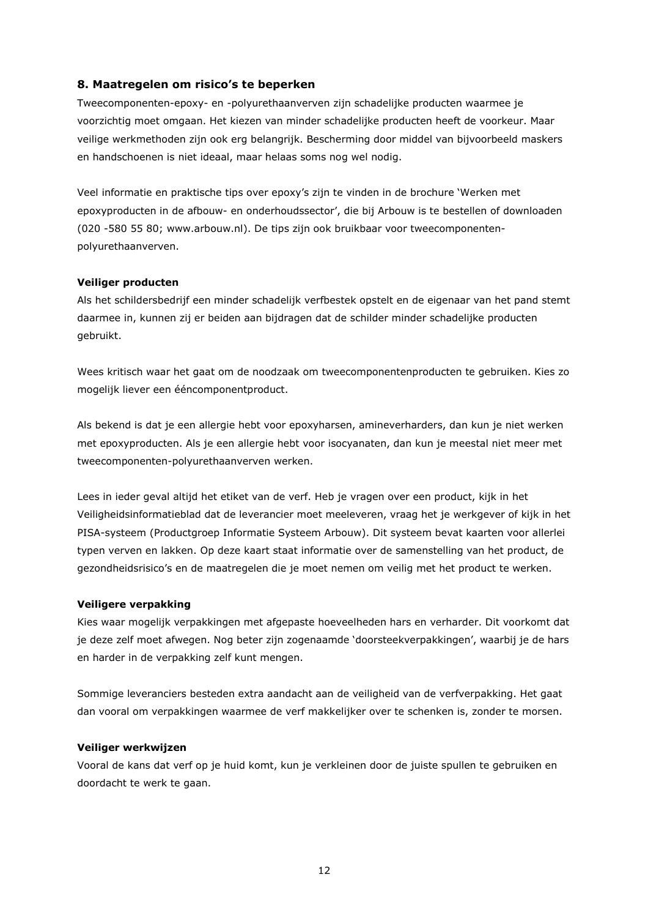## 8. Maatregelen om risico's te beperken

Tweecomponenten-epoxy- en -polyurethaanverven zijn schadelijke producten waarmee je voorzichtig moet omgaan. Het kiezen van minder schadelijke producten heeft de voorkeur. Maar veilige werkmethoden zijn ook erg belangrijk. Bescherming door middel van bijvoorbeeld maskers en handschoenen is niet ideaal, maar helaas soms nog wel nodig.

Veel informatie en praktische tips over epoxy's zijn te vinden in de brochure 'Werken met epoxyproducten in de afbouw- en onderhoudssector', die bij Arbouw is te bestellen of downloaden (020 -580 55 80; www.arbouw.nl). De tips zijn ook bruikbaar voor tweecomponenten-polyurethaanverven.

**Veiliger producten**

Als het schildersbedrijf een minder schadelijk verfbestek opstelt en de eigenaar van het pand stemt daarmee in, kunnen zij er beiden aan bijdragen dat de schilder minder schadelijke producten gebruikt.

Wees kritisch waar het gaat om de noodzaak om tweecomponentenproducten te gebruiken. Kies zo mogelijk liever een ééncomponentproduct.

Als bekend is dat je een allergie hebt voor epoxyharsen, amineverharders, dan kun je niet werken met epoxyproducten. Als je een allergie hebt voor isocyanaten, dan kun je meestal niet meer met tweecomponenten-polyurethaanverven werken.

Lees in ieder geval altijd het etiket van de verf. Heb je vragen over een product, kijk in het Veiligheidsinformatieblad dat de leverancier moet meeleveren, vraag het je werkgever of kijk in het PISA-systeem (Productgroep Informatie Systeem Arbouw). Dit systeem bevat kaarten voor allerlei typen verven en lakken. Op deze kaart staat informatie over de samenstelling van het product, de gezondheidsrisico's en de maatregelen die je moet nemen om veilig met het product te werken.

**Veiligere verpakking**

Kies waar mogelijk verpakkingen met afgepaste hoeveelheden hars en verharder. Dit voorkomt dat je deze zelf moet afwegen. Nog beter zijn zogenaamde 'doorsteekverpakkingen', waarbij je de hars en harder in de verpakking zelf kunt mengen.

Sommige leveranciers besteden extra aandacht aan de veiligheid van de verfverpakking. Het gaat dan vooral om verpakkingen waarmee de verf makkelijker over te schenken is, zonder te morsen.

**Veiliger werkwijzen**

Vooral de kans dat verf op je huid komt, kun je verkleinen door de juiste spullen te gebruiken en doordacht te werk te gaan.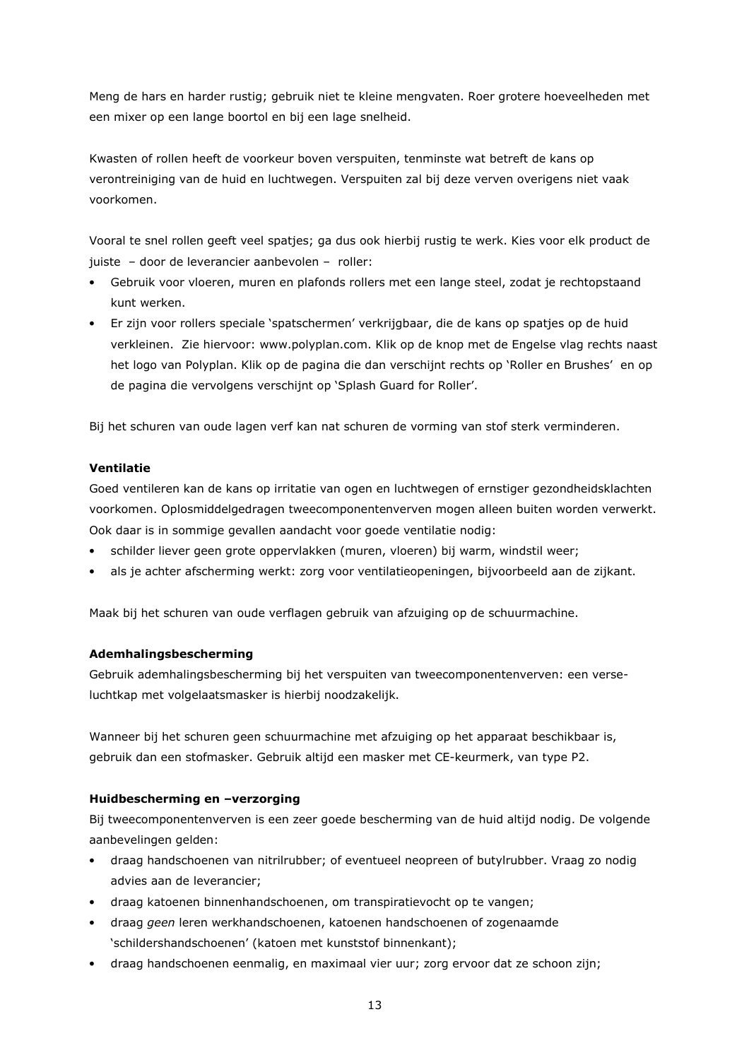Meng de hars en harder rustig; gebruik niet te kleine mengvaten. Roer grotere hoeveelheden met een mixer op een lange boortol en bij een lage snelheid.

Kwasten of rollen heeft de voorkeur boven verspuiten, tenminste wat betreft de kans op verontreiniging van de huid en luchtwegen. Verspuiten zal bij deze verven overigens niet vaak voorkomen.

Vooral te snel rollen geeft veel spatjes; ga dus ook hierbij rustig te werk. Kies voor elk product de juiste – door de leverancier aanbevolen – roller:

- Gebruik voor vloeren, muren en plafonds rollers met een lange steel, zodat je rechtopstaand kunt werken.
- Er zijn voor rollers speciale 'spatschermen' verkrijgbaar, die de kans op spatjes op de huid verkleinen. Zie hiervoor: www.polyplan.com. Klik op de knop met de Engelse vlag rechts naast het logo van Polyplan. Klik op de pagina die dan verschijnt rechts op 'Roller en Brushes' en op de pagina die vervolgens verschijnt op 'Splash Guard for Roller'.

Bij het schuren van oude lagen verf kan nat schuren de vorming van stof sterk verminderen.

**Ventilatie**

Goed ventileren kan de kans op irritatie van ogen en luchtwegen of ernstiger gezondheidsklachten voorkomen. Oplosmiddelgedragen tweecomponentenverven mogen alleen buiten worden verwerkt. Ook daar is in sommige gevallen aandacht voor goede ventilatie nodig:

- schilder liever geen grote oppervlakken (muren, vloeren) bij warm, windstil weer;
- als je achter afscherming werkt: zorg voor ventilatieopeningen, bijvoorbeeld aan de zijkant.

Maak bij het schuren van oude verflagen gebruik van afzuiging op de schuurmachine.

**Ademhalingsbescherming**

Gebruik ademhalingsbescherming bij het verspuiten van tweecomponentenverven: een verse-luchtkap met volgelaatsmasker is hierbij noodzakelijk.

Wanneer bij het schuren geen schuurmachine met afzuiging op het apparaat beschikbaar is, gebruik dan een stofmasker. Gebruik altijd een masker met CE-keurmerk, van type P2.

**Huidbescherming en –verzorging**

Bij tweecomponentenverven is een zeer goede bescherming van de huid altijd nodig. De volgende aanbevelingen gelden:

- draag handschoenen van nitrilrubber; of eventueel neopreen of butylrubber. Vraag zo nodig advies aan de leverancier;
- draag katoenen binnenhandschoenen, om transpiratievocht op te vangen;
- draag *geen* leren werkhandschoenen, katoenen handschoenen of zogenaamde 'schildershandschoenen' (katoen met kunststof binnenkant);
- draag handschoenen eenmalig, en maximaal vier uur; zorg ervoor dat ze schoon zijn;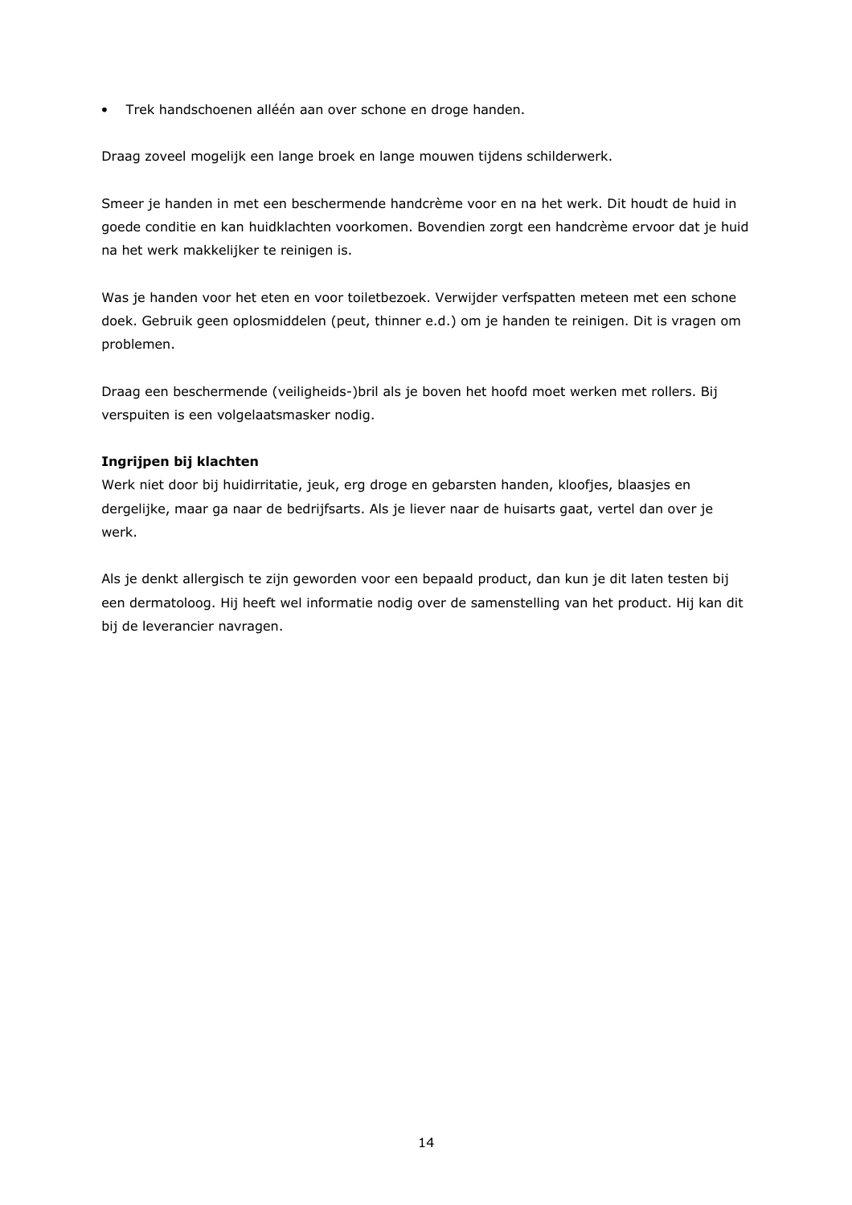- Trek handschoenen alléén aan over schone en droge handen.

Draag zoveel mogelijk een lange broek en lange mouwen tijdens schilderwerk.

Smeer je handen in met een beschermende handcrème voor en na het werk. Dit houdt de huid in goede conditie en kan huidklachten voorkomen. Bovendien zorgt een handcrème ervoor dat je huid na het werk makkelijker te reinigen is.

Was je handen voor het eten en voor toiletbezoek. Verwijder verfspatten meteen met een schone doek. Gebruik geen oplosmiddelen (peut, thinner e.d.) om je handen te reinigen. Dit is vragen om problemen.

Draag een beschermende (veiligheids-)bril als je boven het hoofd moet werken met rollers. Bij verspuiten is een volgelaatsmasker nodig.

**Ingrijpen bij klachten**

Werk niet door bij huidirritatie, jeuk, erg droge en gebarsten handen, kloofjes, blaasjes en dergelijke, maar ga naar de bedrijfsarts. Als je liever naar de huisarts gaat, vertel dan over je werk.

Als je denkt allergisch te zijn geworden voor een bepaald product, dan kun je dit laten testen bij een dermatoloog. Hij heeft wel informatie nodig over de samenstelling van het product. Hij kan dit bij de leverancier navragen.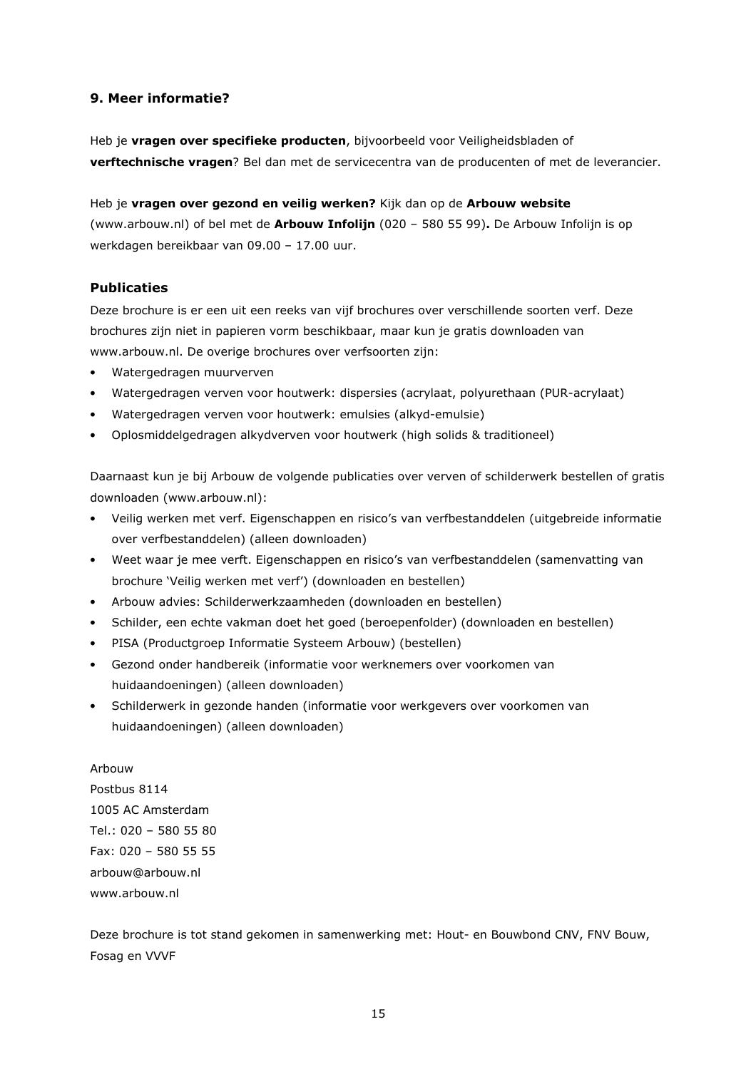## 9. Meer informatie?

Heb je **vragen over specifieke producten**, bijvoorbeeld voor Veiligheidsbladen of **verftechnische vragen**? Bel dan met de servicecentra van de producenten of met de leverancier.

Heb je **vragen over gezond en veilig werken?** Kijk dan op de **Arbouw website** (www.arbouw.nl) of bel met de **Arbouw Infolijn** (020 – 580 55 99)**.** De Arbouw Infolijn is op werkdagen bereikbaar van 09.00 – 17.00 uur.

### Publicaties

Deze brochure is er een uit een reeks van vijf brochures over verschillende soorten verf. Deze brochures zijn niet in papieren vorm beschikbaar, maar kun je gratis downloaden van www.arbouw.nl. De overige brochures over verfsoorten zijn:

- Watergedragen muurverven
- Watergedragen verven voor houtwerk: dispersies (acrylaat, polyurethaan (PUR-acrylaat)
- Watergedragen verven voor houtwerk: emulsies (alkyd-emulsie)
- Oplosmiddelgedragen alkydverven voor houtwerk (high solids & traditioneel)

Daarnaast kun je bij Arbouw de volgende publicaties over verven of schilderwerk bestellen of gratis downloaden (www.arbouw.nl):

- Veilig werken met verf. Eigenschappen en risico's van verfbestanddelen (uitgebreide informatie over verfbestanddelen) (alleen downloaden)
- Weet waar je mee verft. Eigenschappen en risico's van verfbestanddelen (samenvatting van brochure 'Veilig werken met verf') (downloaden en bestellen)
- Arbouw advies: Schilderwerkzaamheden (downloaden en bestellen)
- Schilder, een echte vakman doet het goed (beroepenfolder) (downloaden en bestellen)
- PISA (Productgroep Informatie Systeem Arbouw) (bestellen)
- Gezond onder handbereik (informatie voor werknemers over voorkomen van huidaandoeningen) (alleen downloaden)
- Schilderwerk in gezonde handen (informatie voor werkgevers over voorkomen van huidaandoeningen) (alleen downloaden)

Arbouw  
Postbus 8114  
1005 AC Amsterdam  
Tel.: 020 – 580 55 80  
Fax: 020 – 580 55 55  
arbouw@arbouw.nl  
www.arbouw.nl

Deze brochure is tot stand gekomen in samenwerking met: Hout- en Bouwbond CNV, FNV Bouw, Fosag en VVVF